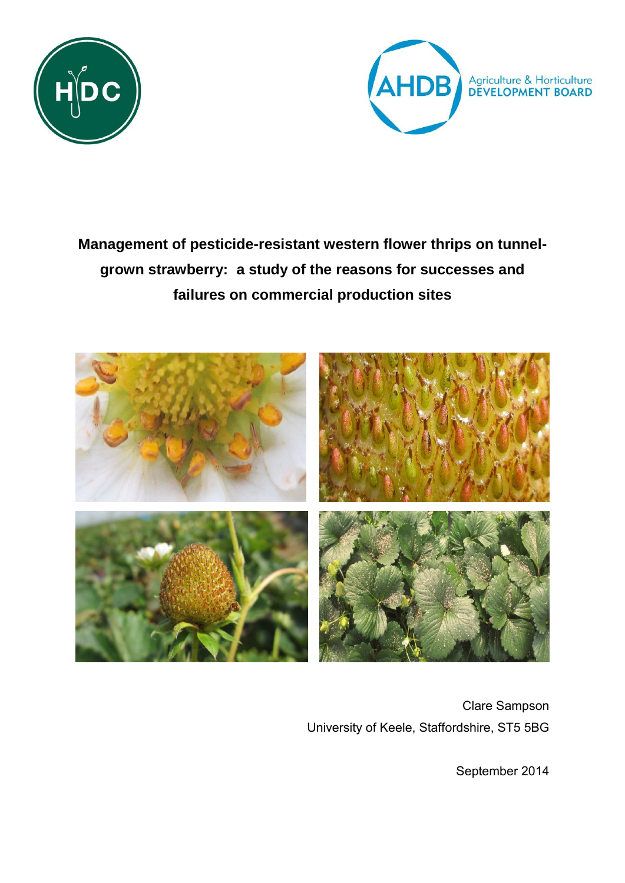# Management of pesticide-resistant western flower thrips on tunnel-grown strawberry: a study of the reasons for successes and failures on commercial production sites

Clare Sampson

University of Keele, Staffordshire, ST5 5BG

September 2014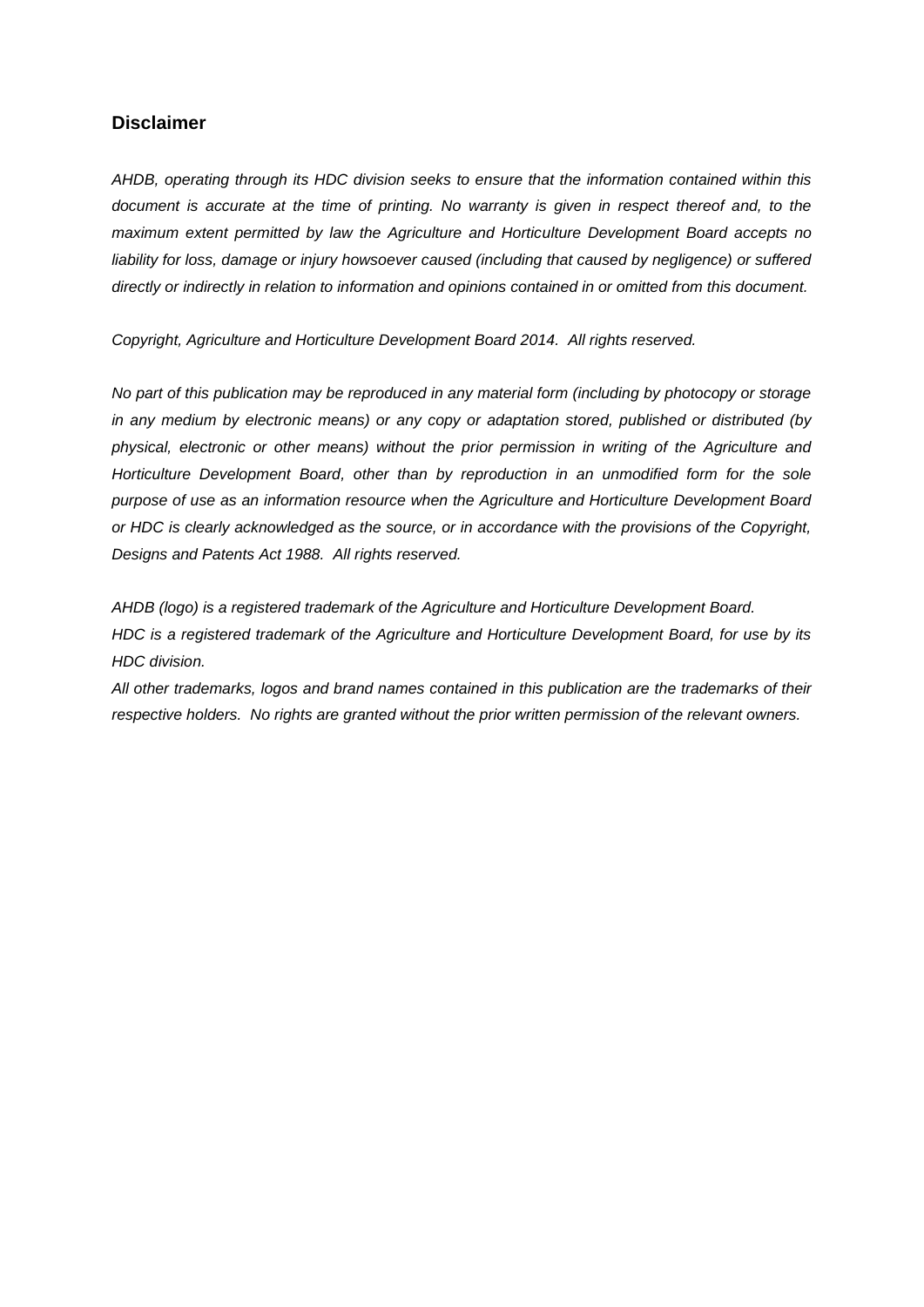## Disclaimer

*AHDB, operating through its HDC division seeks to ensure that the information contained within this document is accurate at the time of printing. No warranty is given in respect thereof and, to the maximum extent permitted by law the Agriculture and Horticulture Development Board accepts no liability for loss, damage or injury howsoever caused (including that caused by negligence) or suffered directly or indirectly in relation to information and opinions contained in or omitted from this document.*

*Copyright, Agriculture and Horticulture Development Board 2014. All rights reserved.*

*No part of this publication may be reproduced in any material form (including by photocopy or storage in any medium by electronic means) or any copy or adaptation stored, published or distributed (by physical, electronic or other means) without the prior permission in writing of the Agriculture and Horticulture Development Board, other than by reproduction in an unmodified form for the sole purpose of use as an information resource when the Agriculture and Horticulture Development Board or HDC is clearly acknowledged as the source, or in accordance with the provisions of the Copyright, Designs and Patents Act 1988. All rights reserved.*

*AHDB (logo) is a registered trademark of the Agriculture and Horticulture Development Board.*
*HDC is a registered trademark of the Agriculture and Horticulture Development Board, for use by its HDC division.*
*All other trademarks, logos and brand names contained in this publication are the trademarks of their respective holders. No rights are granted without the prior written permission of the relevant owners.*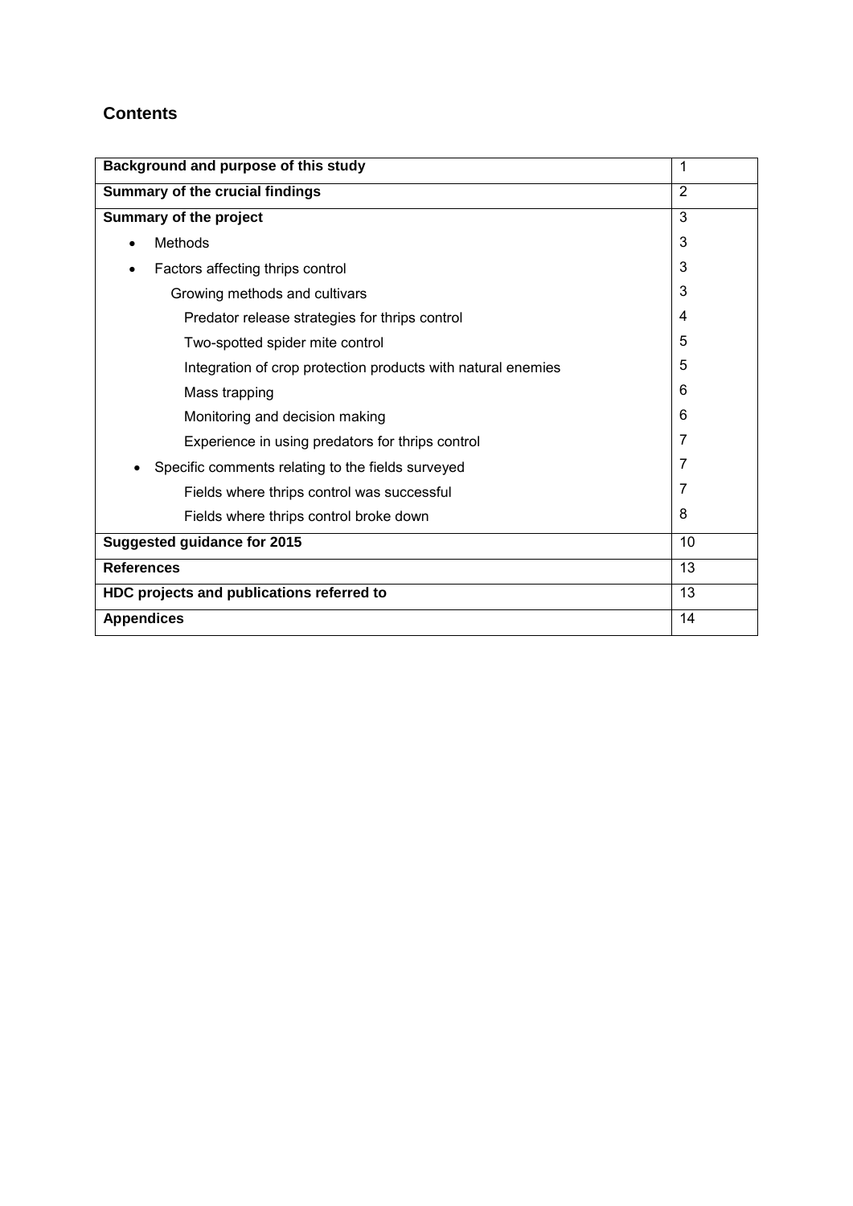## Contents

| | |
|---|---|
| **Background and purpose of this study** | 1 |
| **Summary of the crucial findings** | 2 |
| **Summary of the project** | 3 |
| • Methods | 3 |
| • Factors affecting thrips control | 3 |
| Growing methods and cultivars | 3 |
| Predator release strategies for thrips control | 4 |
| Two-spotted spider mite control | 5 |
| Integration of crop protection products with natural enemies | 5 |
| Mass trapping | 6 |
| Monitoring and decision making | 6 |
| Experience in using predators for thrips control | 7 |
| • Specific comments relating to the fields surveyed | 7 |
| Fields where thrips control was successful | 7 |
| Fields where thrips control broke down | 8 |
| **Suggested guidance for 2015** | 10 |
| **References** | 13 |
| **HDC projects and publications referred to** | 13 |
| **Appendices** | 14 |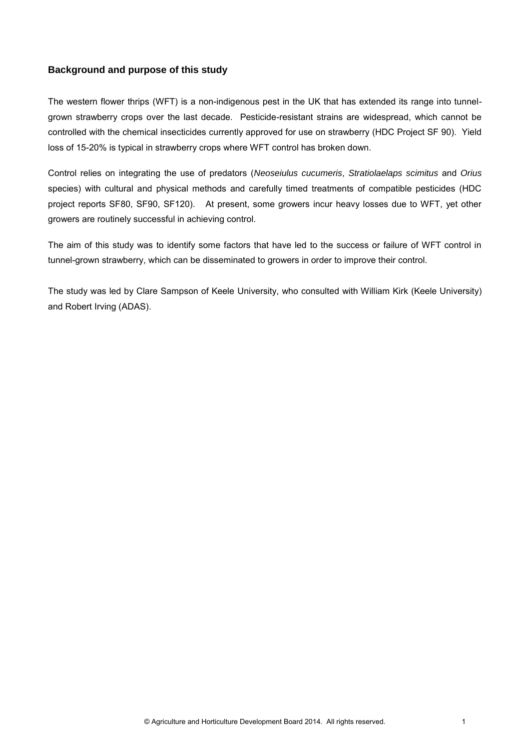### Background and purpose of this study

The western flower thrips (WFT) is a non-indigenous pest in the UK that has extended its range into tunnel-grown strawberry crops over the last decade. Pesticide-resistant strains are widespread, which cannot be controlled with the chemical insecticides currently approved for use on strawberry (HDC Project SF 90). Yield loss of 15-20% is typical in strawberry crops where WFT control has broken down.

Control relies on integrating the use of predators (*Neoseiulus cucumeris*, *Stratiolaelaps scimitus* and *Orius* species) with cultural and physical methods and carefully timed treatments of compatible pesticides (HDC project reports SF80, SF90, SF120). At present, some growers incur heavy losses due to WFT, yet other growers are routinely successful in achieving control.

The aim of this study was to identify some factors that have led to the success or failure of WFT control in tunnel-grown strawberry, which can be disseminated to growers in order to improve their control.

The study was led by Clare Sampson of Keele University, who consulted with William Kirk (Keele University) and Robert Irving (ADAS).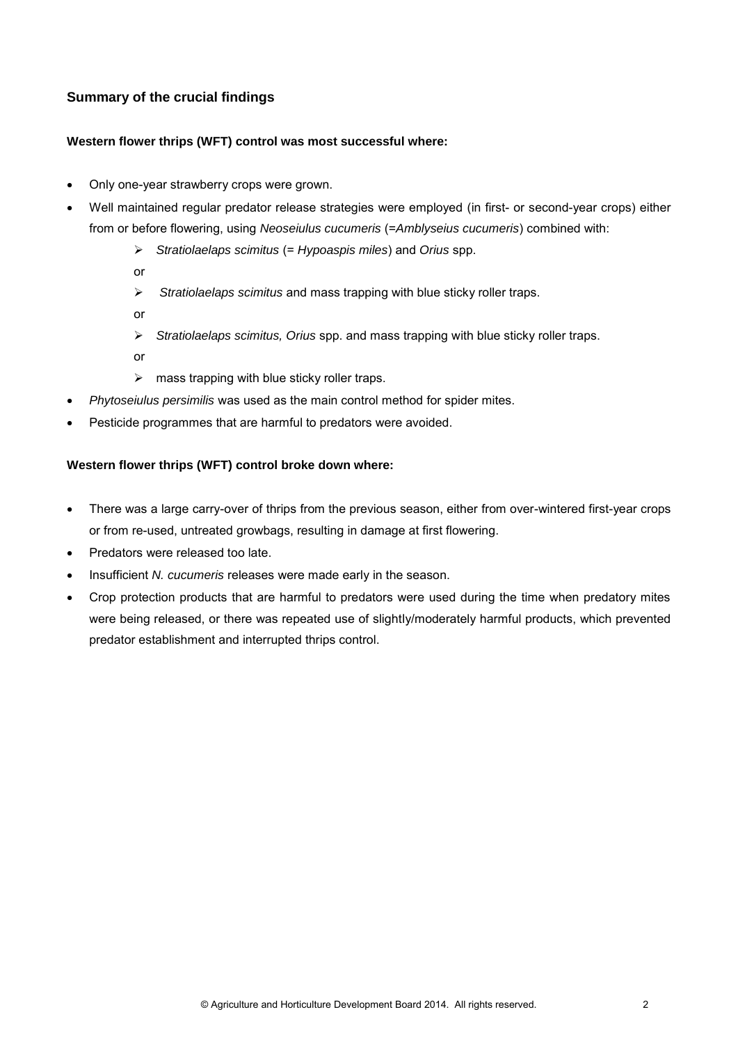## Summary of the crucial findings

**Western flower thrips (WFT) control was most successful where:**

- Only one-year strawberry crops were grown.
- Well maintained regular predator release strategies were employed (in first- or second-year crops) either from or before flowering, using *Neoseiulus cucumeris* (=*Amblyseius cucumeris*) combined with:
  - *Stratiolaelaps scimitus* (= *Hypoaspis miles*) and *Orius* spp.

    or
  - *Stratiolaelaps scimitus* and mass trapping with blue sticky roller traps.

    or
  - *Stratiolaelaps scimitus, Orius* spp. and mass trapping with blue sticky roller traps.

    or
  - mass trapping with blue sticky roller traps.
- *Phytoseiulus persimilis* was used as the main control method for spider mites.
- Pesticide programmes that are harmful to predators were avoided.

**Western flower thrips (WFT) control broke down where:**

- There was a large carry-over of thrips from the previous season, either from over-wintered first-year crops or from re-used, untreated growbags, resulting in damage at first flowering.
- Predators were released too late.
- Insufficient *N. cucumeris* releases were made early in the season.
- Crop protection products that are harmful to predators were used during the time when predatory mites were being released, or there was repeated use of slightly/moderately harmful products, which prevented predator establishment and interrupted thrips control.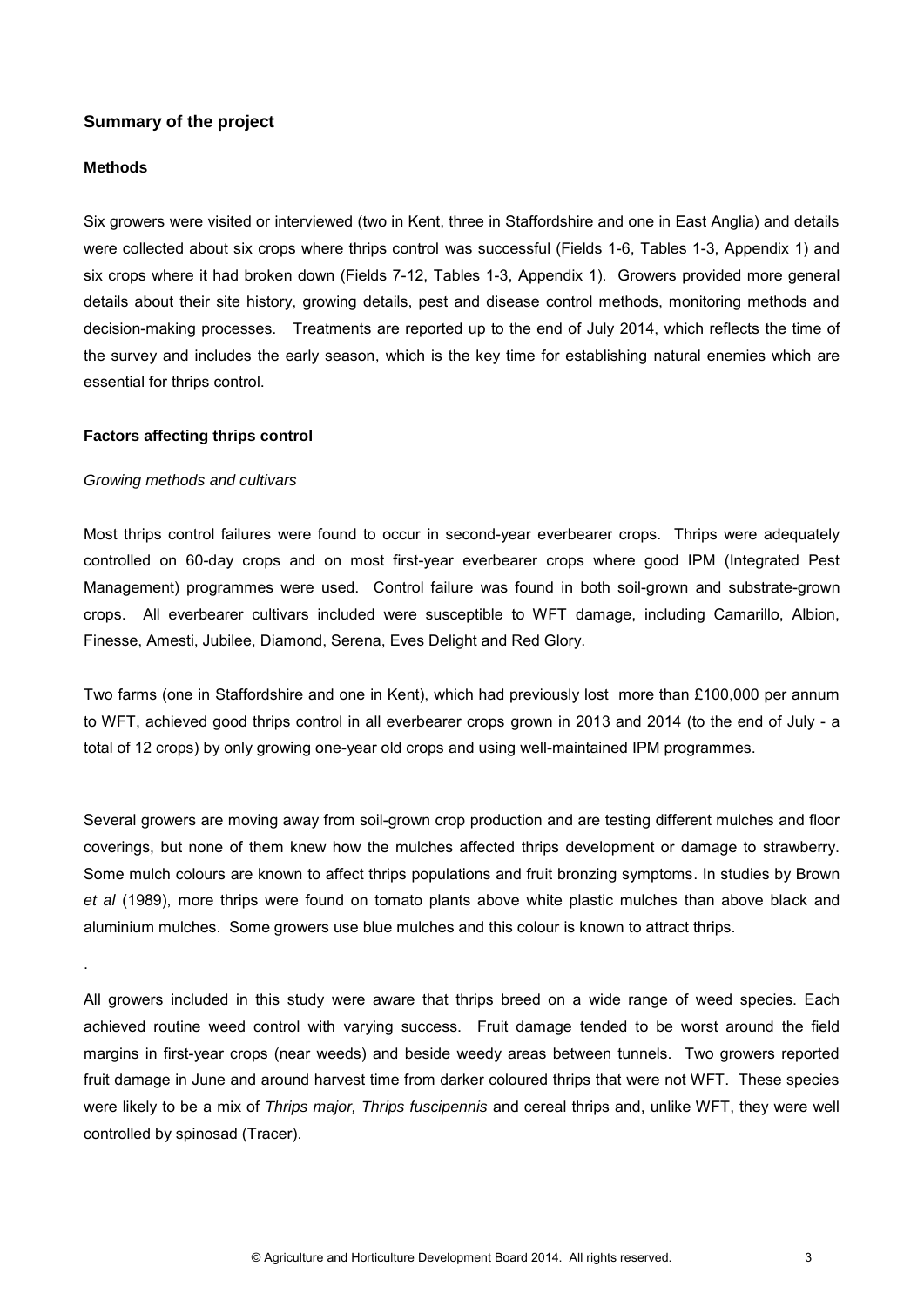## Summary of the project

### Methods

Six growers were visited or interviewed (two in Kent, three in Staffordshire and one in East Anglia) and details were collected about six crops where thrips control was successful (Fields 1-6, Tables 1-3, Appendix 1) and six crops where it had broken down (Fields 7-12, Tables 1-3, Appendix 1). Growers provided more general details about their site history, growing details, pest and disease control methods, monitoring methods and decision-making processes. Treatments are reported up to the end of July 2014, which reflects the time of the survey and includes the early season, which is the key time for establishing natural enemies which are essential for thrips control.

### Factors affecting thrips control

*Growing methods and cultivars*

Most thrips control failures were found to occur in second-year everbearer crops. Thrips were adequately controlled on 60-day crops and on most first-year everbearer crops where good IPM (Integrated Pest Management) programmes were used. Control failure was found in both soil-grown and substrate-grown crops. All everbearer cultivars included were susceptible to WFT damage, including Camarillo, Albion, Finesse, Amesti, Jubilee, Diamond, Serena, Eves Delight and Red Glory.

Two farms (one in Staffordshire and one in Kent), which had previously lost more than £100,000 per annum to WFT, achieved good thrips control in all everbearer crops grown in 2013 and 2014 (to the end of July - a total of 12 crops) by only growing one-year old crops and using well-maintained IPM programmes.

Several growers are moving away from soil-grown crop production and are testing different mulches and floor coverings, but none of them knew how the mulches affected thrips development or damage to strawberry. Some mulch colours are known to affect thrips populations and fruit bronzing symptoms. In studies by Brown *et al* (1989), more thrips were found on tomato plants above white plastic mulches than above black and aluminium mulches. Some growers use blue mulches and this colour is known to attract thrips.

.

All growers included in this study were aware that thrips breed on a wide range of weed species. Each achieved routine weed control with varying success. Fruit damage tended to be worst around the field margins in first-year crops (near weeds) and beside weedy areas between tunnels. Two growers reported fruit damage in June and around harvest time from darker coloured thrips that were not WFT. These species were likely to be a mix of *Thrips major, Thrips fuscipennis* and cereal thrips and, unlike WFT, they were well controlled by spinosad (Tracer).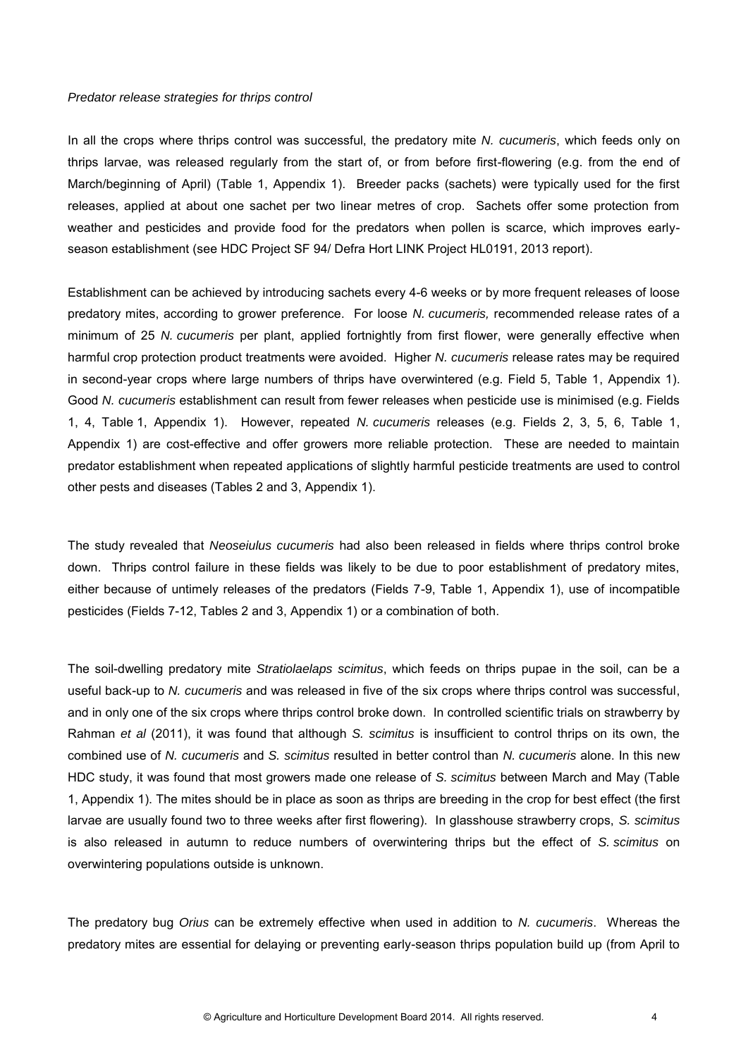*Predator release strategies for thrips control*

In all the crops where thrips control was successful, the predatory mite *N. cucumeris*, which feeds only on thrips larvae, was released regularly from the start of, or from before first-flowering (e.g. from the end of March/beginning of April) (Table 1, Appendix 1). Breeder packs (sachets) were typically used for the first releases, applied at about one sachet per two linear metres of crop. Sachets offer some protection from weather and pesticides and provide food for the predators when pollen is scarce, which improves early-season establishment (see HDC Project SF 94/ Defra Hort LINK Project HL0191, 2013 report).

Establishment can be achieved by introducing sachets every 4-6 weeks or by more frequent releases of loose predatory mites, according to grower preference. For loose *N. cucumeris,* recommended release rates of a minimum of 25 *N. cucumeris* per plant, applied fortnightly from first flower, were generally effective when harmful crop protection product treatments were avoided. Higher *N. cucumeris* release rates may be required in second-year crops where large numbers of thrips have overwintered (e.g. Field 5, Table 1, Appendix 1). Good *N. cucumeris* establishment can result from fewer releases when pesticide use is minimised (e.g. Fields 1, 4, Table 1, Appendix 1). However, repeated *N. cucumeris* releases (e.g. Fields 2, 3, 5, 6, Table 1, Appendix 1) are cost-effective and offer growers more reliable protection. These are needed to maintain predator establishment when repeated applications of slightly harmful pesticide treatments are used to control other pests and diseases (Tables 2 and 3, Appendix 1).

The study revealed that *Neoseiulus cucumeris* had also been released in fields where thrips control broke down. Thrips control failure in these fields was likely to be due to poor establishment of predatory mites, either because of untimely releases of the predators (Fields 7-9, Table 1, Appendix 1), use of incompatible pesticides (Fields 7-12, Tables 2 and 3, Appendix 1) or a combination of both.

The soil-dwelling predatory mite *Stratiolaelaps scimitus*, which feeds on thrips pupae in the soil, can be a useful back-up to *N. cucumeris* and was released in five of the six crops where thrips control was successful, and in only one of the six crops where thrips control broke down. In controlled scientific trials on strawberry by Rahman *et al* (2011), it was found that although *S. scimitus* is insufficient to control thrips on its own, the combined use of *N. cucumeris* and *S. scimitus* resulted in better control than *N. cucumeris* alone. In this new HDC study, it was found that most growers made one release of *S. scimitus* between March and May (Table 1, Appendix 1). The mites should be in place as soon as thrips are breeding in the crop for best effect (the first larvae are usually found two to three weeks after first flowering). In glasshouse strawberry crops, *S. scimitus* is also released in autumn to reduce numbers of overwintering thrips but the effect of *S. scimitus* on overwintering populations outside is unknown.

The predatory bug *Orius* can be extremely effective when used in addition to *N. cucumeris*. Whereas the predatory mites are essential for delaying or preventing early-season thrips population build up (from April to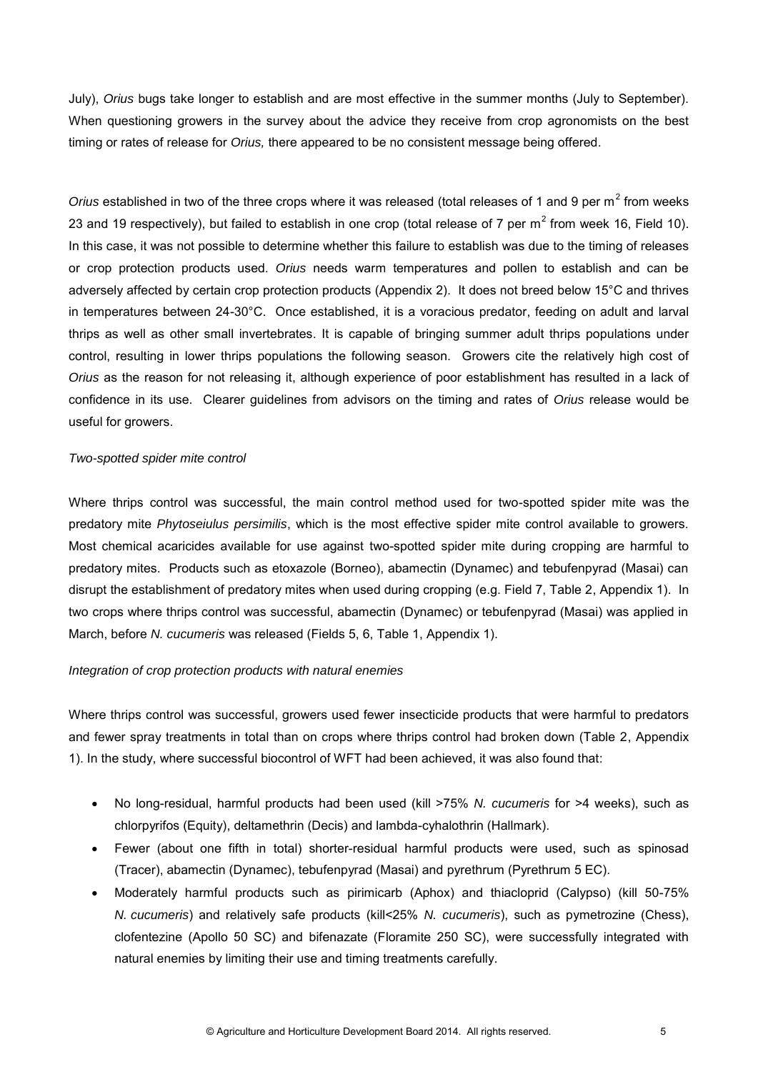July), *Orius* bugs take longer to establish and are most effective in the summer months (July to September). When questioning growers in the survey about the advice they receive from crop agronomists on the best timing or rates of release for *Orius,* there appeared to be no consistent message being offered.

*Orius* established in two of the three crops where it was released (total releases of 1 and 9 per m$^2$ from weeks 23 and 19 respectively), but failed to establish in one crop (total release of 7 per m$^2$ from week 16, Field 10). In this case, it was not possible to determine whether this failure to establish was due to the timing of releases or crop protection products used. *Orius* needs warm temperatures and pollen to establish and can be adversely affected by certain crop protection products (Appendix 2). It does not breed below 15°C and thrives in temperatures between 24-30°C. Once established, it is a voracious predator, feeding on adult and larval thrips as well as other small invertebrates. It is capable of bringing summer adult thrips populations under control, resulting in lower thrips populations the following season. Growers cite the relatively high cost of *Orius* as the reason for not releasing it, although experience of poor establishment has resulted in a lack of confidence in its use. Clearer guidelines from advisors on the timing and rates of *Orius* release would be useful for growers.

*Two-spotted spider mite control*

Where thrips control was successful, the main control method used for two-spotted spider mite was the predatory mite *Phytoseiulus persimilis*, which is the most effective spider mite control available to growers. Most chemical acaricides available for use against two-spotted spider mite during cropping are harmful to predatory mites. Products such as etoxazole (Borneo), abamectin (Dynamec) and tebufenpyrad (Masai) can disrupt the establishment of predatory mites when used during cropping (e.g. Field 7, Table 2, Appendix 1). In two crops where thrips control was successful, abamectin (Dynamec) or tebufenpyrad (Masai) was applied in March, before *N. cucumeris* was released (Fields 5, 6, Table 1, Appendix 1).

*Integration of crop protection products with natural enemies*

Where thrips control was successful, growers used fewer insecticide products that were harmful to predators and fewer spray treatments in total than on crops where thrips control had broken down (Table 2, Appendix 1). In the study, where successful biocontrol of WFT had been achieved, it was also found that:

- No long-residual, harmful products had been used (kill >75% *N. cucumeris* for >4 weeks), such as chlorpyrifos (Equity), deltamethrin (Decis) and lambda-cyhalothrin (Hallmark).
- Fewer (about one fifth in total) shorter-residual harmful products were used, such as spinosad (Tracer), abamectin (Dynamec), tebufenpyrad (Masai) and pyrethrum (Pyrethrum 5 EC).
- Moderately harmful products such as pirimicarb (Aphox) and thiacloprid (Calypso) (kill 50-75% *N. cucumeris*) and relatively safe products (kill<25% *N. cucumeris*), such as pymetrozine (Chess), clofentezine (Apollo 50 SC) and bifenazate (Floramite 250 SC), were successfully integrated with natural enemies by limiting their use and timing treatments carefully.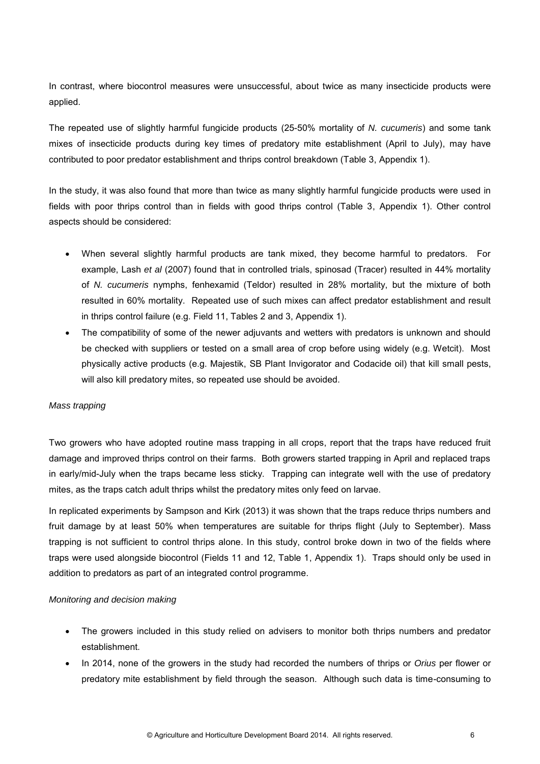In contrast, where biocontrol measures were unsuccessful, about twice as many insecticide products were applied.

The repeated use of slightly harmful fungicide products (25-50% mortality of *N. cucumeris*) and some tank mixes of insecticide products during key times of predatory mite establishment (April to July), may have contributed to poor predator establishment and thrips control breakdown (Table 3, Appendix 1).

In the study, it was also found that more than twice as many slightly harmful fungicide products were used in fields with poor thrips control than in fields with good thrips control (Table 3, Appendix 1). Other control aspects should be considered:

- When several slightly harmful products are tank mixed, they become harmful to predators. For example, Lash *et al* (2007) found that in controlled trials, spinosad (Tracer) resulted in 44% mortality of *N. cucumeris* nymphs, fenhexamid (Teldor) resulted in 28% mortality, but the mixture of both resulted in 60% mortality. Repeated use of such mixes can affect predator establishment and result in thrips control failure (e.g. Field 11, Tables 2 and 3, Appendix 1).
- The compatibility of some of the newer adjuvants and wetters with predators is unknown and should be checked with suppliers or tested on a small area of crop before using widely (e.g. Wetcit). Most physically active products (e.g. Majestik, SB Plant Invigorator and Codacide oil) that kill small pests, will also kill predatory mites, so repeated use should be avoided.

*Mass trapping*

Two growers who have adopted routine mass trapping in all crops, report that the traps have reduced fruit damage and improved thrips control on their farms. Both growers started trapping in April and replaced traps in early/mid-July when the traps became less sticky. Trapping can integrate well with the use of predatory mites, as the traps catch adult thrips whilst the predatory mites only feed on larvae.

In replicated experiments by Sampson and Kirk (2013) it was shown that the traps reduce thrips numbers and fruit damage by at least 50% when temperatures are suitable for thrips flight (July to September). Mass trapping is not sufficient to control thrips alone. In this study, control broke down in two of the fields where traps were used alongside biocontrol (Fields 11 and 12, Table 1, Appendix 1). Traps should only be used in addition to predators as part of an integrated control programme.

*Monitoring and decision making*

- The growers included in this study relied on advisers to monitor both thrips numbers and predator establishment.
- In 2014, none of the growers in the study had recorded the numbers of thrips or *Orius* per flower or predatory mite establishment by field through the season. Although such data is time-consuming to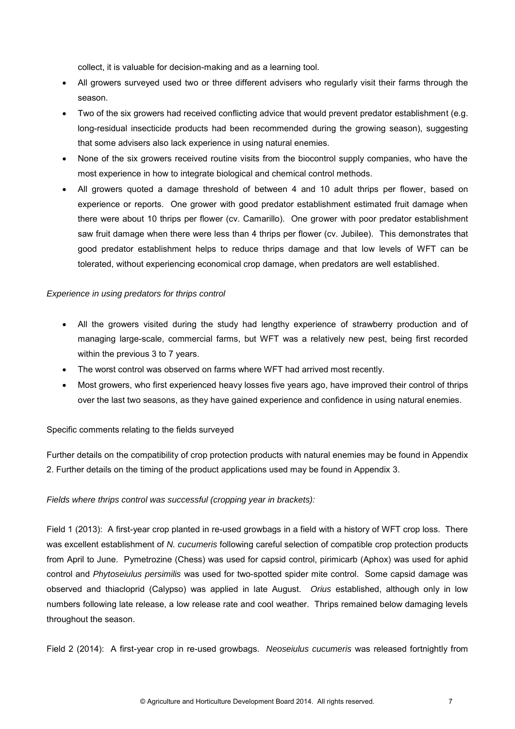collect, it is valuable for decision-making and as a learning tool.

- All growers surveyed used two or three different advisers who regularly visit their farms through the season.
- Two of the six growers had received conflicting advice that would prevent predator establishment (e.g. long-residual insecticide products had been recommended during the growing season), suggesting that some advisers also lack experience in using natural enemies.
- None of the six growers received routine visits from the biocontrol supply companies, who have the most experience in how to integrate biological and chemical control methods.
- All growers quoted a damage threshold of between 4 and 10 adult thrips per flower, based on experience or reports. One grower with good predator establishment estimated fruit damage when there were about 10 thrips per flower (cv. Camarillo). One grower with poor predator establishment saw fruit damage when there were less than 4 thrips per flower (cv. Jubilee). This demonstrates that good predator establishment helps to reduce thrips damage and that low levels of WFT can be tolerated, without experiencing economical crop damage, when predators are well established.

*Experience in using predators for thrips control*

- All the growers visited during the study had lengthy experience of strawberry production and of managing large-scale, commercial farms, but WFT was a relatively new pest, being first recorded within the previous 3 to 7 years.
- The worst control was observed on farms where WFT had arrived most recently.
- Most growers, who first experienced heavy losses five years ago, have improved their control of thrips over the last two seasons, as they have gained experience and confidence in using natural enemies.

Specific comments relating to the fields surveyed

Further details on the compatibility of crop protection products with natural enemies may be found in Appendix 2. Further details on the timing of the product applications used may be found in Appendix 3.

*Fields where thrips control was successful (cropping year in brackets):*

Field 1 (2013): A first-year crop planted in re-used growbags in a field with a history of WFT crop loss. There was excellent establishment of *N. cucumeris* following careful selection of compatible crop protection products from April to June. Pymetrozine (Chess) was used for capsid control, pirimicarb (Aphox) was used for aphid control and *Phytoseiulus persimilis* was used for two-spotted spider mite control. Some capsid damage was observed and thiacloprid (Calypso) was applied in late August. *Orius* established, although only in low numbers following late release, a low release rate and cool weather. Thrips remained below damaging levels throughout the season.

Field 2 (2014): A first-year crop in re-used growbags. *Neoseiulus cucumeris* was released fortnightly from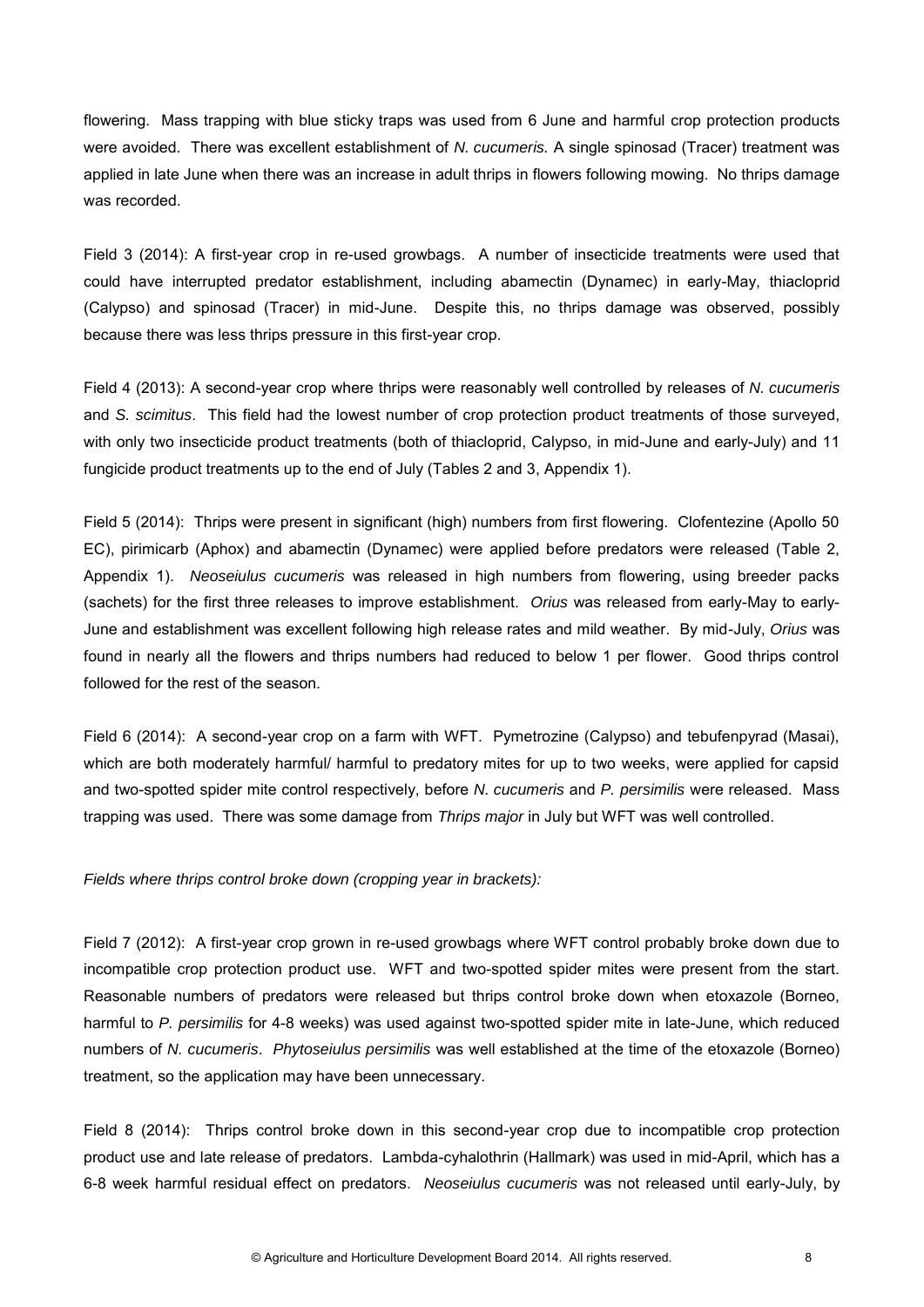flowering. Mass trapping with blue sticky traps was used from 6 June and harmful crop protection products were avoided. There was excellent establishment of *N. cucumeris.* A single spinosad (Tracer) treatment was applied in late June when there was an increase in adult thrips in flowers following mowing. No thrips damage was recorded.

Field 3 (2014): A first-year crop in re-used growbags. A number of insecticide treatments were used that could have interrupted predator establishment, including abamectin (Dynamec) in early-May, thiacloprid (Calypso) and spinosad (Tracer) in mid-June. Despite this, no thrips damage was observed, possibly because there was less thrips pressure in this first-year crop.

Field 4 (2013): A second-year crop where thrips were reasonably well controlled by releases of *N. cucumeris* and *S. scimitus*. This field had the lowest number of crop protection product treatments of those surveyed, with only two insecticide product treatments (both of thiacloprid, Calypso, in mid-June and early-July) and 11 fungicide product treatments up to the end of July (Tables 2 and 3, Appendix 1).

Field 5 (2014): Thrips were present in significant (high) numbers from first flowering. Clofentezine (Apollo 50 EC), pirimicarb (Aphox) and abamectin (Dynamec) were applied before predators were released (Table 2, Appendix 1). *Neoseiulus cucumeris* was released in high numbers from flowering, using breeder packs (sachets) for the first three releases to improve establishment. *Orius* was released from early-May to early-June and establishment was excellent following high release rates and mild weather. By mid-July, *Orius* was found in nearly all the flowers and thrips numbers had reduced to below 1 per flower. Good thrips control followed for the rest of the season.

Field 6 (2014): A second-year crop on a farm with WFT. Pymetrozine (Calypso) and tebufenpyrad (Masai), which are both moderately harmful/ harmful to predatory mites for up to two weeks, were applied for capsid and two-spotted spider mite control respectively, before *N. cucumeris* and *P. persimilis* were released. Mass trapping was used. There was some damage from *Thrips major* in July but WFT was well controlled.

*Fields where thrips control broke down (cropping year in brackets):*

Field 7 (2012): A first-year crop grown in re-used growbags where WFT control probably broke down due to incompatible crop protection product use. WFT and two-spotted spider mites were present from the start. Reasonable numbers of predators were released but thrips control broke down when etoxazole (Borneo, harmful to *P. persimilis* for 4-8 weeks) was used against two-spotted spider mite in late-June, which reduced numbers of *N. cucumeris*. *Phytoseiulus persimilis* was well established at the time of the etoxazole (Borneo) treatment, so the application may have been unnecessary.

Field 8 (2014): Thrips control broke down in this second-year crop due to incompatible crop protection product use and late release of predators. Lambda-cyhalothrin (Hallmark) was used in mid-April, which has a 6-8 week harmful residual effect on predators. *Neoseiulus cucumeris* was not released until early-July, by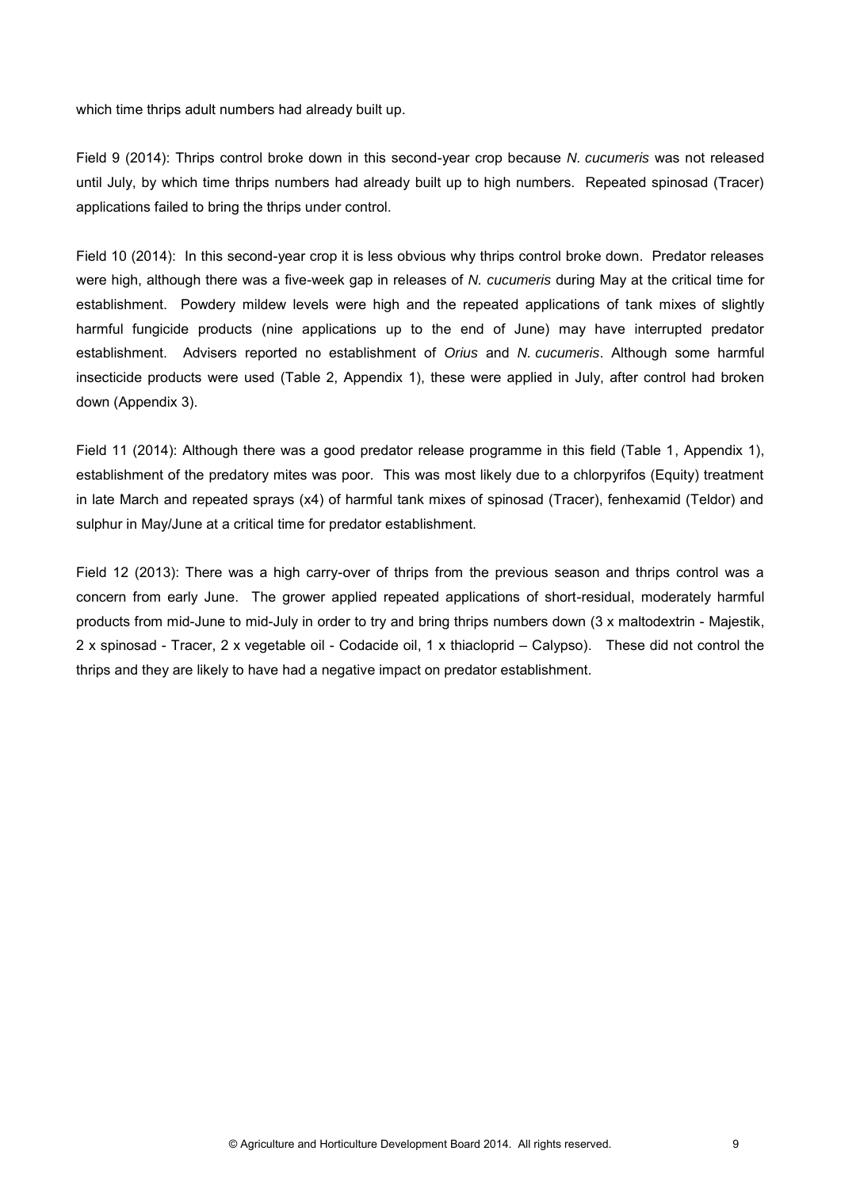which time thrips adult numbers had already built up.

Field 9 (2014): Thrips control broke down in this second-year crop because *N. cucumeris* was not released until July, by which time thrips numbers had already built up to high numbers. Repeated spinosad (Tracer) applications failed to bring the thrips under control.

Field 10 (2014): In this second-year crop it is less obvious why thrips control broke down. Predator releases were high, although there was a five-week gap in releases of *N. cucumeris* during May at the critical time for establishment. Powdery mildew levels were high and the repeated applications of tank mixes of slightly harmful fungicide products (nine applications up to the end of June) may have interrupted predator establishment. Advisers reported no establishment of *Orius* and *N. cucumeris*. Although some harmful insecticide products were used (Table 2, Appendix 1), these were applied in July, after control had broken down (Appendix 3).

Field 11 (2014): Although there was a good predator release programme in this field (Table 1, Appendix 1), establishment of the predatory mites was poor. This was most likely due to a chlorpyrifos (Equity) treatment in late March and repeated sprays (x4) of harmful tank mixes of spinosad (Tracer), fenhexamid (Teldor) and sulphur in May/June at a critical time for predator establishment.

Field 12 (2013): There was a high carry-over of thrips from the previous season and thrips control was a concern from early June. The grower applied repeated applications of short-residual, moderately harmful products from mid-June to mid-July in order to try and bring thrips numbers down (3 x maltodextrin - Majestik, 2 x spinosad - Tracer, 2 x vegetable oil - Codacide oil, 1 x thiacloprid – Calypso). These did not control the thrips and they are likely to have had a negative impact on predator establishment.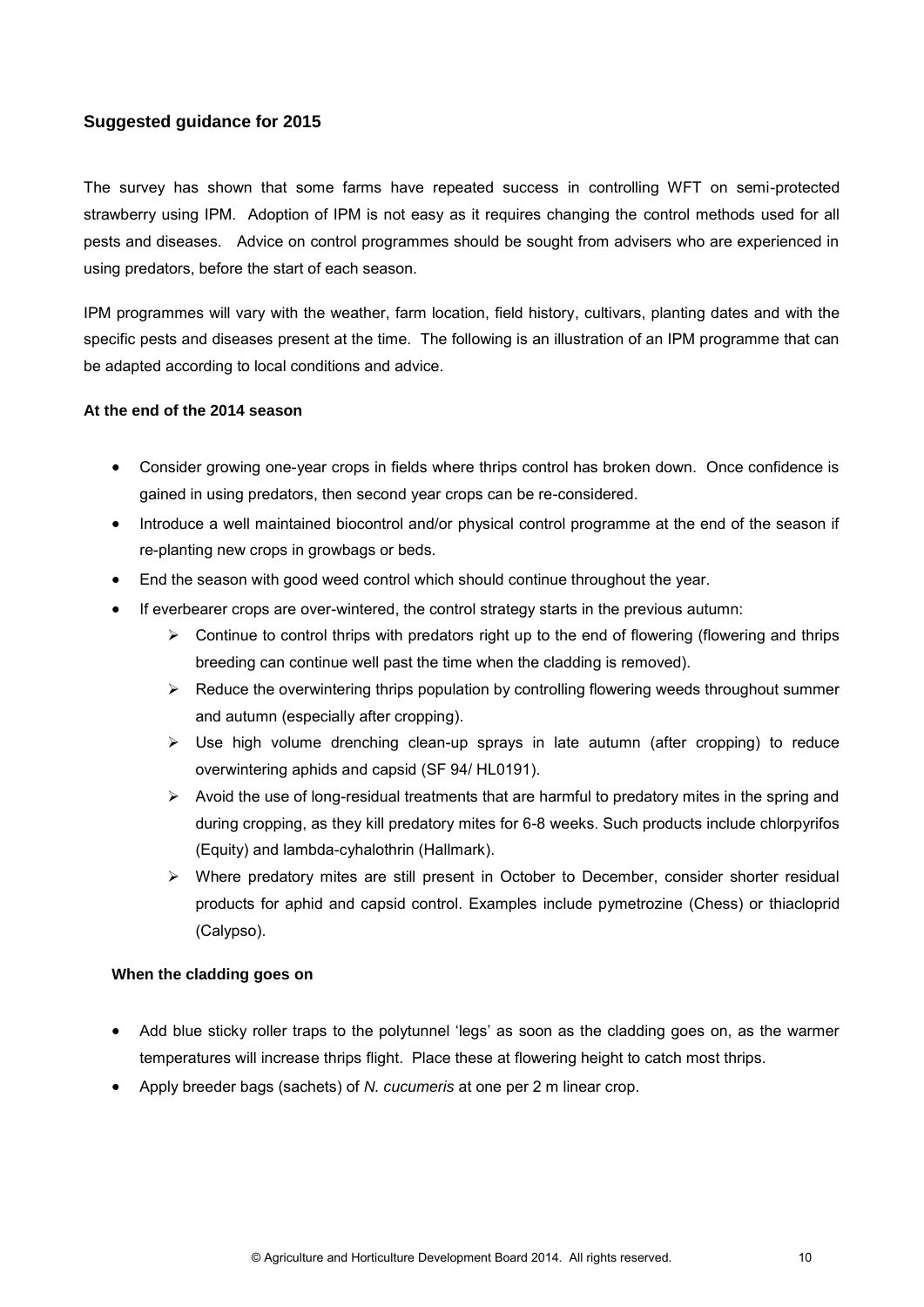## Suggested guidance for 2015

The survey has shown that some farms have repeated success in controlling WFT on semi-protected strawberry using IPM. Adoption of IPM is not easy as it requires changing the control methods used for all pests and diseases. Advice on control programmes should be sought from advisers who are experienced in using predators, before the start of each season.

IPM programmes will vary with the weather, farm location, field history, cultivars, planting dates and with the specific pests and diseases present at the time. The following is an illustration of an IPM programme that can be adapted according to local conditions and advice.

### At the end of the 2014 season

- Consider growing one-year crops in fields where thrips control has broken down. Once confidence is gained in using predators, then second year crops can be re-considered.
- Introduce a well maintained biocontrol and/or physical control programme at the end of the season if re-planting new crops in growbags or beds.
- End the season with good weed control which should continue throughout the year.
- If everbearer crops are over-wintered, the control strategy starts in the previous autumn:
  - Continue to control thrips with predators right up to the end of flowering (flowering and thrips breeding can continue well past the time when the cladding is removed).
  - Reduce the overwintering thrips population by controlling flowering weeds throughout summer and autumn (especially after cropping).
  - Use high volume drenching clean-up sprays in late autumn (after cropping) to reduce overwintering aphids and capsid (SF 94/ HL0191).
  - Avoid the use of long-residual treatments that are harmful to predatory mites in the spring and during cropping, as they kill predatory mites for 6-8 weeks. Such products include chlorpyrifos (Equity) and lambda-cyhalothrin (Hallmark).
  - Where predatory mites are still present in October to December, consider shorter residual products for aphid and capsid control. Examples include pymetrozine (Chess) or thiacloprid (Calypso).

### When the cladding goes on

- Add blue sticky roller traps to the polytunnel 'legs' as soon as the cladding goes on, as the warmer temperatures will increase thrips flight. Place these at flowering height to catch most thrips.
- Apply breeder bags (sachets) of *N. cucumeris* at one per 2 m linear crop.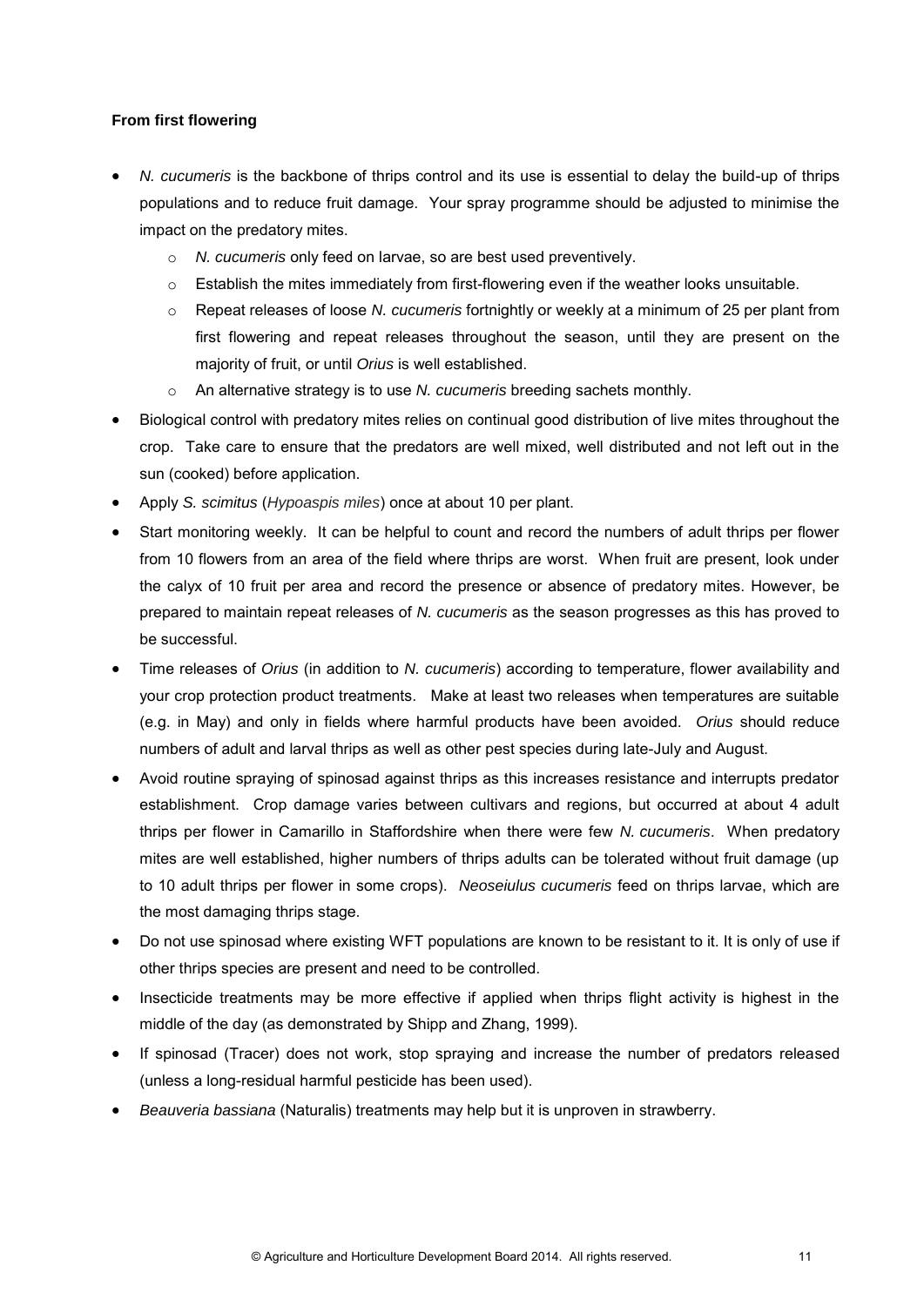**From first flowering**

- *N. cucumeris* is the backbone of thrips control and its use is essential to delay the build-up of thrips populations and to reduce fruit damage. Your spray programme should be adjusted to minimise the impact on the predatory mites.
    - *N. cucumeris* only feed on larvae, so are best used preventively.
    - Establish the mites immediately from first-flowering even if the weather looks unsuitable.
    - Repeat releases of loose *N. cucumeris* fortnightly or weekly at a minimum of 25 per plant from first flowering and repeat releases throughout the season, until they are present on the majority of fruit, or until *Orius* is well established.
    - An alternative strategy is to use *N. cucumeris* breeding sachets monthly.
- Biological control with predatory mites relies on continual good distribution of live mites throughout the crop. Take care to ensure that the predators are well mixed, well distributed and not left out in the sun (cooked) before application.
- Apply *S. scimitus* (*Hypoaspis miles*) once at about 10 per plant.
- Start monitoring weekly. It can be helpful to count and record the numbers of adult thrips per flower from 10 flowers from an area of the field where thrips are worst. When fruit are present, look under the calyx of 10 fruit per area and record the presence or absence of predatory mites. However, be prepared to maintain repeat releases of *N. cucumeris* as the season progresses as this has proved to be successful.
- Time releases of *Orius* (in addition to *N. cucumeris*) according to temperature, flower availability and your crop protection product treatments. Make at least two releases when temperatures are suitable (e.g. in May) and only in fields where harmful products have been avoided. *Orius* should reduce numbers of adult and larval thrips as well as other pest species during late-July and August.
- Avoid routine spraying of spinosad against thrips as this increases resistance and interrupts predator establishment. Crop damage varies between cultivars and regions, but occurred at about 4 adult thrips per flower in Camarillo in Staffordshire when there were few *N. cucumeris*. When predatory mites are well established, higher numbers of thrips adults can be tolerated without fruit damage (up to 10 adult thrips per flower in some crops). *Neoseiulus cucumeris* feed on thrips larvae, which are the most damaging thrips stage.
- Do not use spinosad where existing WFT populations are known to be resistant to it. It is only of use if other thrips species are present and need to be controlled.
- Insecticide treatments may be more effective if applied when thrips flight activity is highest in the middle of the day (as demonstrated by Shipp and Zhang, 1999).
- If spinosad (Tracer) does not work, stop spraying and increase the number of predators released (unless a long-residual harmful pesticide has been used).
- *Beauveria bassiana* (Naturalis) treatments may help but it is unproven in strawberry.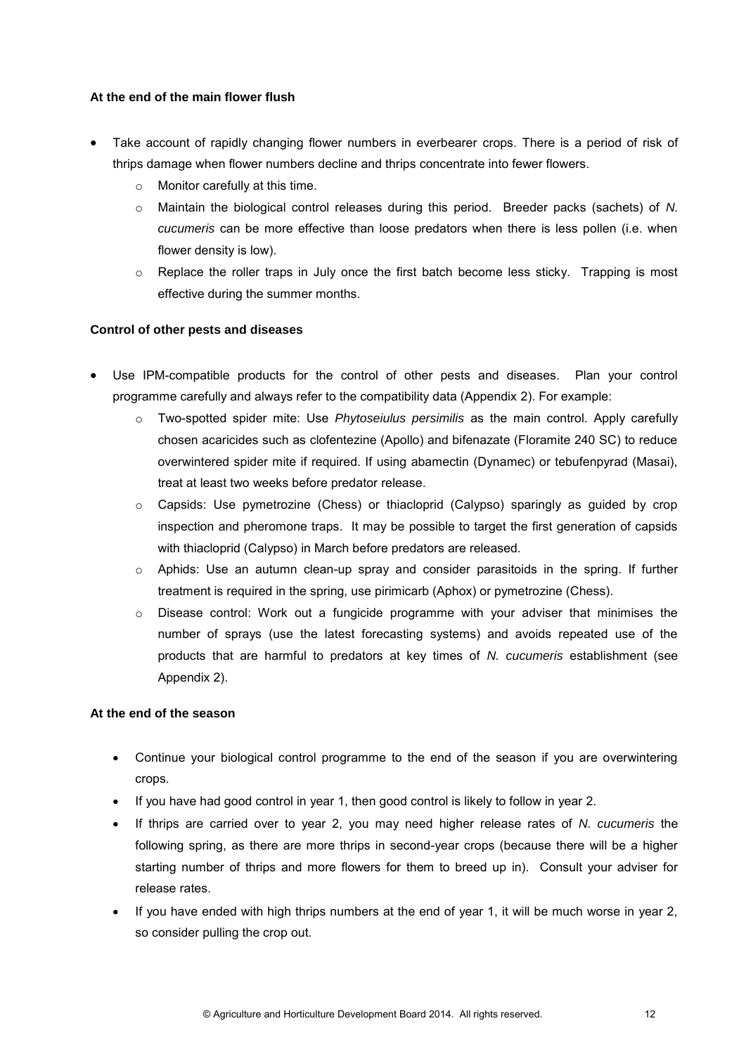**At the end of the main flower flush**

- Take account of rapidly changing flower numbers in everbearer crops. There is a period of risk of thrips damage when flower numbers decline and thrips concentrate into fewer flowers.
    - Monitor carefully at this time.
    - Maintain the biological control releases during this period. Breeder packs (sachets) of *N. cucumeris* can be more effective than loose predators when there is less pollen (i.e. when flower density is low).
    - Replace the roller traps in July once the first batch become less sticky. Trapping is most effective during the summer months.

**Control of other pests and diseases**

- Use IPM-compatible products for the control of other pests and diseases. Plan your control programme carefully and always refer to the compatibility data (Appendix 2). For example:
    - Two-spotted spider mite: Use *Phytoseiulus persimilis* as the main control. Apply carefully chosen acaricides such as clofentezine (Apollo) and bifenazate (Floramite 240 SC) to reduce overwintered spider mite if required. If using abamectin (Dynamec) or tebufenpyrad (Masai), treat at least two weeks before predator release.
    - Capsids: Use pymetrozine (Chess) or thiacloprid (Calypso) sparingly as guided by crop inspection and pheromone traps. It may be possible to target the first generation of capsids with thiacloprid (Calypso) in March before predators are released.
    - Aphids: Use an autumn clean-up spray and consider parasitoids in the spring. If further treatment is required in the spring, use pirimicarb (Aphox) or pymetrozine (Chess).
    - Disease control: Work out a fungicide programme with your adviser that minimises the number of sprays (use the latest forecasting systems) and avoids repeated use of the products that are harmful to predators at key times of *N. cucumeris* establishment (see Appendix 2).

**At the end of the season**

- Continue your biological control programme to the end of the season if you are overwintering crops.
- If you have had good control in year 1, then good control is likely to follow in year 2.
- If thrips are carried over to year 2, you may need higher release rates of *N. cucumeris* the following spring, as there are more thrips in second-year crops (because there will be a higher starting number of thrips and more flowers for them to breed up in). Consult your adviser for release rates.
- If you have ended with high thrips numbers at the end of year 1, it will be much worse in year 2, so consider pulling the crop out.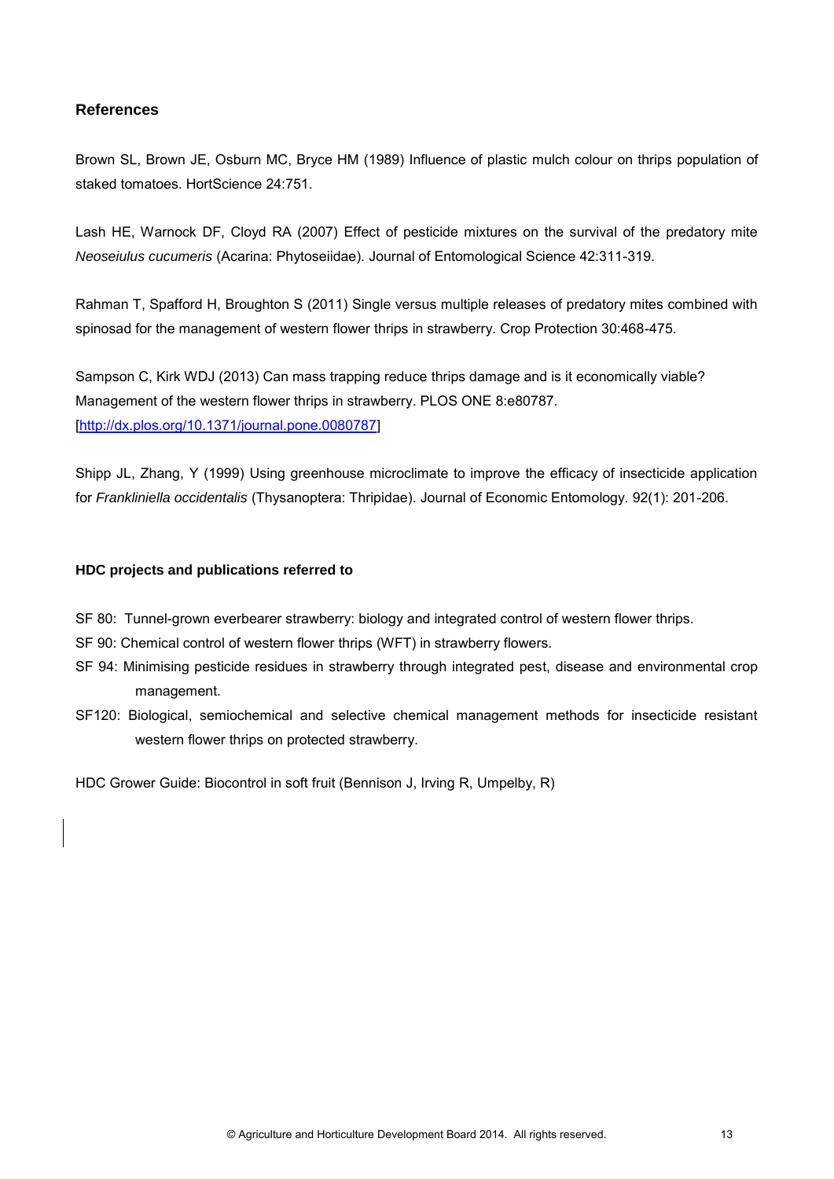## References

Brown SL, Brown JE, Osburn MC, Bryce HM (1989) Influence of plastic mulch colour on thrips population of staked tomatoes. HortScience 24:751.

Lash HE, Warnock DF, Cloyd RA (2007) Effect of pesticide mixtures on the survival of the predatory mite *Neoseiulus cucumeris* (Acarina: Phytoseiidae). Journal of Entomological Science 42:311-319.

Rahman T, Spafford H, Broughton S (2011) Single versus multiple releases of predatory mites combined with spinosad for the management of western flower thrips in strawberry. Crop Protection 30:468-475.

Sampson C, Kirk WDJ (2013) Can mass trapping reduce thrips damage and is it economically viable? Management of the western flower thrips in strawberry. PLOS ONE 8:e80787. [http://dx.plos.org/10.1371/journal.pone.0080787]

Shipp JL, Zhang, Y (1999) Using greenhouse microclimate to improve the efficacy of insecticide application for *Frankliniella occidentalis* (Thysanoptera: Thripidae). Journal of Economic Entomology. 92(1): 201-206.

**HDC projects and publications referred to**

SF 80: Tunnel-grown everbearer strawberry: biology and integrated control of western flower thrips.

SF 90: Chemical control of western flower thrips (WFT) in strawberry flowers.

SF 94: Minimising pesticide residues in strawberry through integrated pest, disease and environmental crop management.

SF120: Biological, semiochemical and selective chemical management methods for insecticide resistant western flower thrips on protected strawberry.

HDC Grower Guide: Biocontrol in soft fruit (Bennison J, Irving R, Umpelby, R)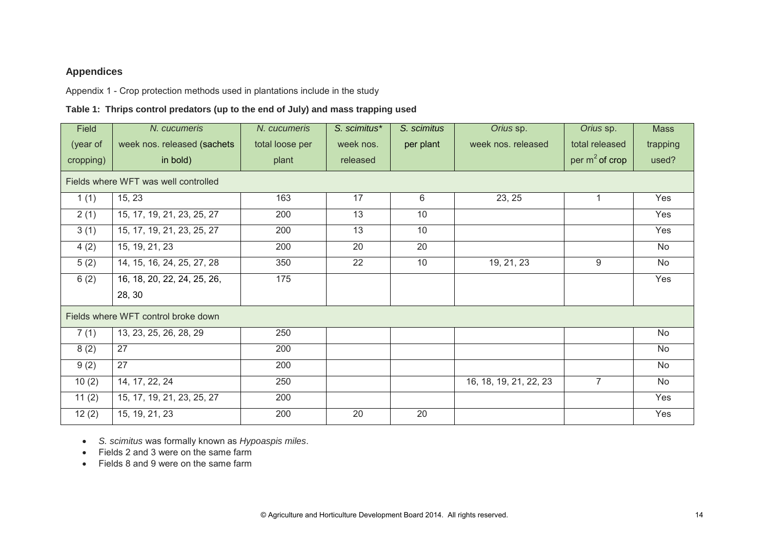## Appendices

Appendix 1 - Crop protection methods used in plantations include in the study

**Table 1: Thrips control predators (up to the end of July) and mass trapping used**

| Field (year of cropping) | *N. cucumeris* week nos. released (sachets in bold) | *N. cucumeris* total loose per plant | *S. scimitus** week nos. released | *S. scimitus* per plant | *Orius* sp. week nos. released | *Orius* sp. total released per m$^2$ of crop | Mass trapping used? |
|---|---|---|---|---|---|---|---|
| Fields where WFT was well controlled | | | | | | | |
| 1 (1) | 15, 23 | 163 | 17 | 6 | 23, 25 | 1 | Yes |
| 2 (1) | 15, 17, 19, 21, 23, 25, 27 | 200 | 13 | 10 | | | Yes |
| 3 (1) | 15, 17, 19, 21, 23, 25, 27 | 200 | 13 | 10 | | | Yes |
| 4 (2) | 15, 19, 21, 23 | 200 | 20 | 20 | | | No |
| 5 (2) | 14, 15, 16, 24, 25, 27, 28 | 350 | 22 | 10 | 19, 21, 23 | 9 | No |
| 6 (2) | 16, 18, 20, 22, 24, 25, 26, 28, 30 | 175 | | | | | Yes |
| Fields where WFT control broke down | | | | | | | |
| 7 (1) | 13, 23, 25, 26, 28, 29 | 250 | | | | | No |
| 8 (2) | 27 | 200 | | | | | No |
| 9 (2) | 27 | 200 | | | | | No |
| 10 (2) | 14, 17, 22, 24 | 250 | | | 16, 18, 19, 21, 22, 23 | 7 | No |
| 11 (2) | 15, 17, 19, 21, 23, 25, 27 | 200 | | | | | Yes |
| 12 (2) | 15, 19, 21, 23 | 200 | 20 | 20 | | | Yes |

- *S. scimitus* was formally known as *Hypoaspis miles*.
- Fields 2 and 3 were on the same farm
- Fields 8 and 9 were on the same farm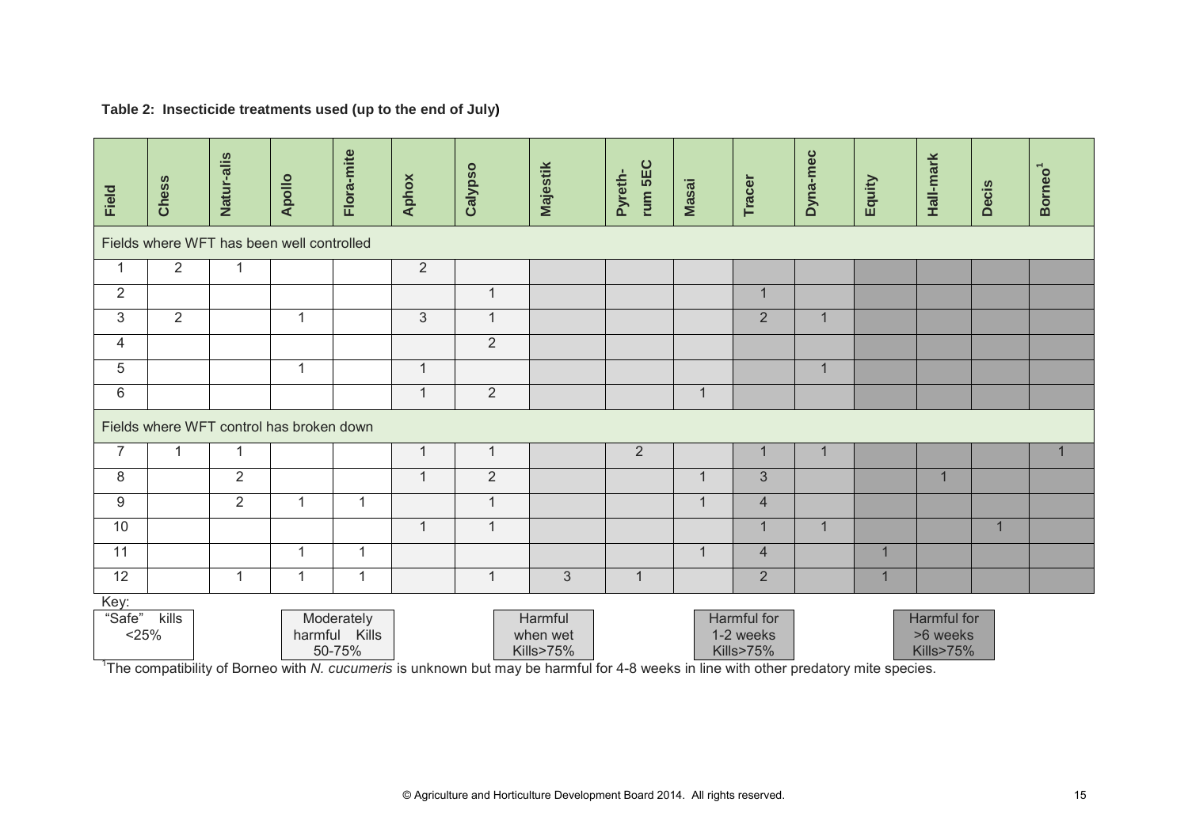**Table 2: Insecticide treatments used (up to the end of July)**

| Field | Chess | Natur-alis | Apollo | Flora-mite | Aphox | Calypso | Majestik | Pyreth-rum 5EC | Masai | Tracer | Dyna-mec | Equity | Hall-mark | Decis | Borneo[1] |
|---|---|---|---|---|---|---|---|---|---|---|---|---|---|---|---|
| Fields where WFT has been well controlled | | | | | | | | | | | | | | | |
| 1 | 2 | 1 | | | 2 | | | | | | | | | | |
| 2 | | | | | | 1 | | | | 1 | | | | | |
| 3 | 2 | | 1 | | 3 | 1 | | | | 2 | 1 | | | | |
| 4 | | | | | | 2 | | | | | | | | | |
| 5 | | | 1 | | 1 | | | | | | 1 | | | | |
| 6 | | | | | 1 | 2 | | | 1 | | | | | | |
| Fields where WFT control has broken down | | | | | | | | | | | | | | | |
| 7 | 1 | 1 | | | 1 | 1 | | 2 | | 1 | 1 | | | | 1 |
| 8 | | 2 | | | 1 | 2 | | | 1 | 3 | | | 1 | | |
| 9 | | 2 | 1 | 1 | | 1 | | | 1 | 4 | | | | | |
| 10 | | | | | 1 | 1 | | | | 1 | 1 | | | 1 | |
| 11 | | | 1 | 1 | | | | | 1 | 4 | | 1 | | | |
| 12 | | 1 | 1 | 1 | | 1 | 3 | 1 | | 2 | | 1 | | | |

Key:

| "Safe" kills <25% | Moderately harmful Kills 50-75% | Harmful when wet Kills>75% | Harmful for 1-2 weeks Kills>75% | Harmful for >6 weeks Kills>75% |
|---|---|---|---|---|

[1]The compatibility of Borneo with *N. cucumeris* is unknown but may be harmful for 4-8 weeks in line with other predatory mite species.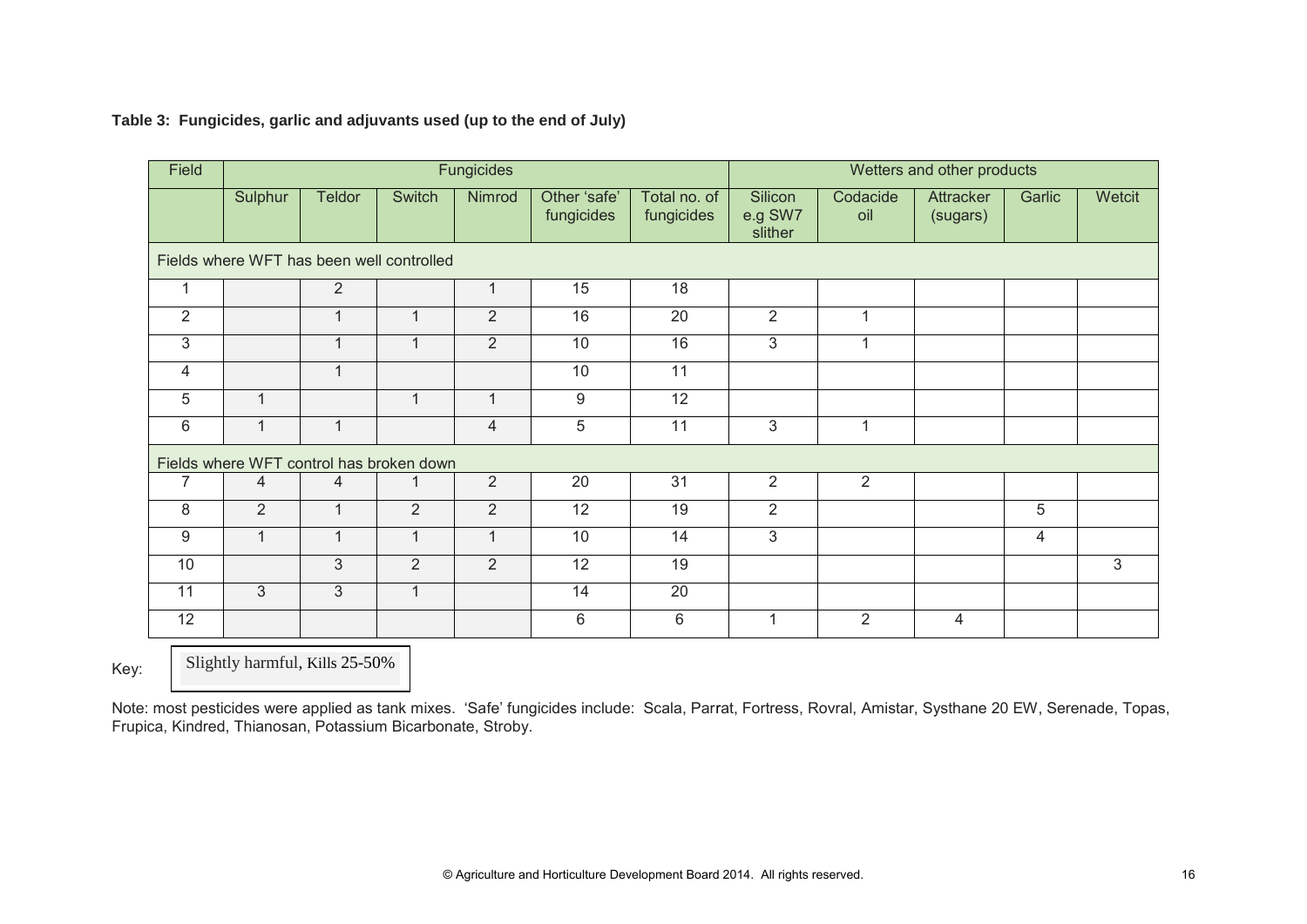**Table 3: Fungicides, garlic and adjuvants used (up to the end of July)**

| Field | Fungicides | | | | | | Wetters and other products | | | | |
|---|---|---|---|---|---|---|---|---|---|---|---|
| | Sulphur | Teldor | Switch | Nimrod | Other 'safe' fungicides | Total no. of fungicides | Silicon e.g SW7 slither | Codacide oil | Attracker (sugars) | Garlic | Wetcit |
| Fields where WFT has been well controlled | | | | | | | | | | | |
| 1 | | 2 | | 1 | 15 | 18 | | | | | |
| 2 | | 1 | 1 | 2 | 16 | 20 | 2 | 1 | | | |
| 3 | | 1 | 1 | 2 | 10 | 16 | 3 | 1 | | | |
| 4 | | 1 | | | 10 | 11 | | | | | |
| 5 | 1 | | 1 | 1 | 9 | 12 | | | | | |
| 6 | 1 | 1 | | 4 | 5 | 11 | 3 | 1 | | | |
| Fields where WFT control has broken down | | | | | | | | | | | |
| 7 | 4 | 4 | 1 | 2 | 20 | 31 | 2 | 2 | | | |
| 8 | 2 | 1 | 2 | 2 | 12 | 19 | 2 | | | 5 | |
| 9 | 1 | 1 | 1 | 1 | 10 | 14 | 3 | | | 4 | |
| 10 | | 3 | 2 | 2 | 12 | 19 | | | | | 3 |
| 11 | 3 | 3 | 1 | | 14 | 20 | | | | | |
| 12 | | | | | 6 | 6 | 1 | 2 | 4 | | |

Key: Slightly harmful, Kills 25-50%

Note: most pesticides were applied as tank mixes. 'Safe' fungicides include: Scala, Parrat, Fortress, Rovral, Amistar, Systhane 20 EW, Serenade, Topas, Frupica, Kindred, Thianosan, Potassium Bicarbonate, Stroby.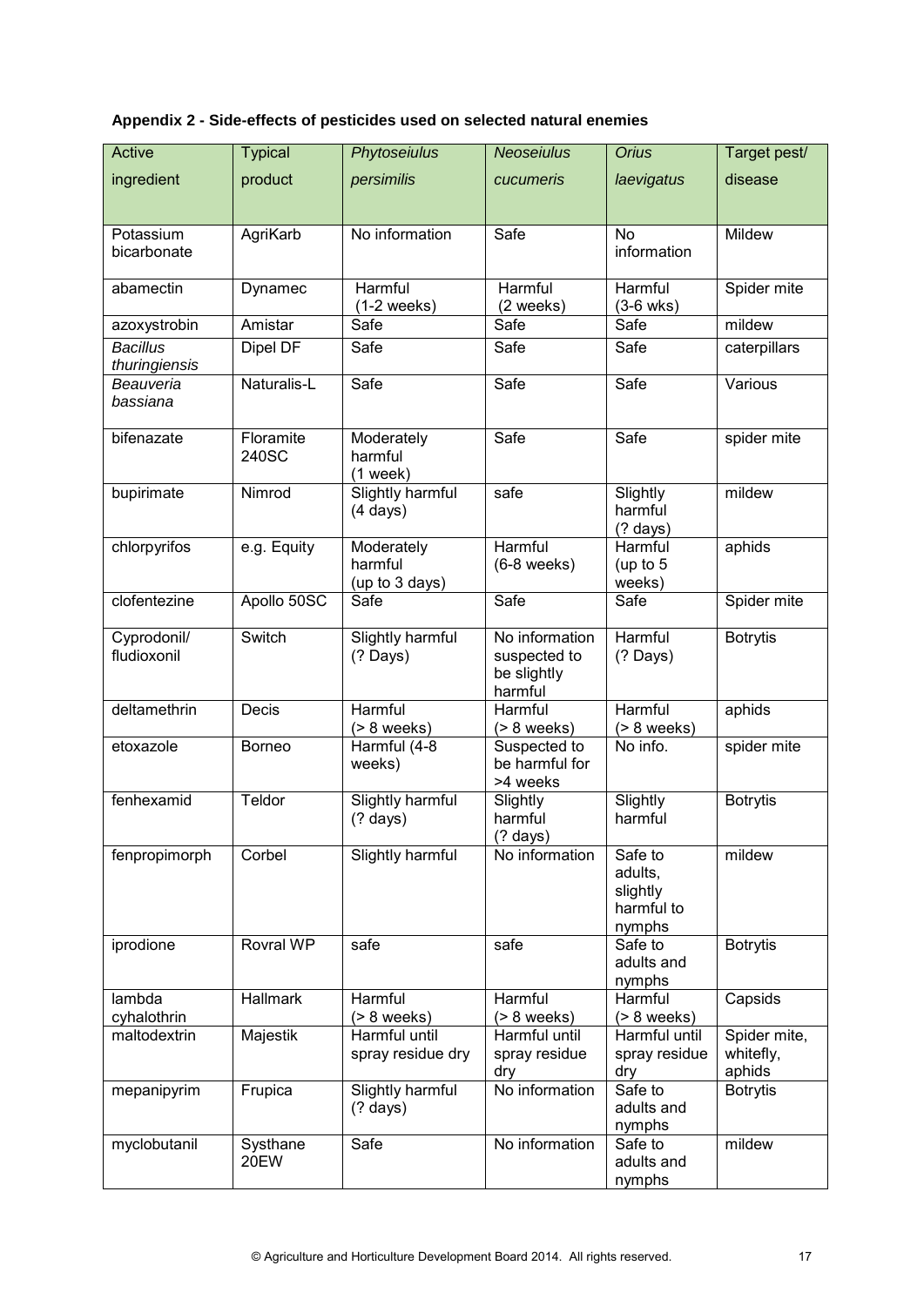**Appendix 2 - Side-effects of pesticides used on selected natural enemies**

| Active ingredient | Typical product | *Phytoseiulus persimilis* | *Neoseiulus cucumeris* | *Orius laevigatus* | Target pest/ disease |
|---|---|---|---|---|---|
| Potassium bicarbonate | AgriKarb | No information | Safe | No information | Mildew |
| abamectin | Dynamec | Harmful (1-2 weeks) | Harmful (2 weeks) | Harmful (3-6 wks) | Spider mite |
| azoxystrobin | Amistar | Safe | Safe | Safe | mildew |
| *Bacillus thuringiensis* | Dipel DF | Safe | Safe | Safe | caterpillars |
| *Beauveria bassiana* | Naturalis-L | Safe | Safe | Safe | Various |
| bifenazate | Floramite 240SC | Moderately harmful (1 week) | Safe | Safe | spider mite |
| bupirimate | Nimrod | Slightly harmful (4 days) | safe | Slightly harmful (? days) | mildew |
| chlorpyrifos | e.g. Equity | Moderately harmful (up to 3 days) | Harmful (6-8 weeks) | Harmful (up to 5 weeks) | aphids |
| clofentezine | Apollo 50SC | Safe | Safe | Safe | Spider mite |
| Cyprodonil/ fludioxonil | Switch | Slightly harmful (? Days) | No information suspected to be slightly harmful | Harmful (? Days) | Botrytis |
| deltamethrin | Decis | Harmful (> 8 weeks) | Harmful (> 8 weeks) | Harmful (> 8 weeks) | aphids |
| etoxazole | Borneo | Harmful (4-8 weeks) | Suspected to be harmful for >4 weeks | No info. | spider mite |
| fenhexamid | Teldor | Slightly harmful (? days) | Slightly harmful (? days) | Slightly harmful | Botrytis |
| fenpropimorph | Corbel | Slightly harmful | No information | Safe to adults, slightly harmful to nymphs | mildew |
| iprodione | Rovral WP | safe | safe | Safe to adults and nymphs | Botrytis |
| lambda cyhalothrin | Hallmark | Harmful (> 8 weeks) | Harmful (> 8 weeks) | Harmful (> 8 weeks) | Capsids |
| maltodextrin | Majestik | Harmful until spray residue dry | Harmful until spray residue dry | Harmful until spray residue dry | Spider mite, whitefly, aphids |
| mepanipyrim | Frupica | Slightly harmful (? days) | No information | Safe to adults and nymphs | Botrytis |
| myclobutanil | Systhane 20EW | Safe | No information | Safe to adults and nymphs | mildew |

© Agriculture and Horticulture Development Board 2014. All rights reserved.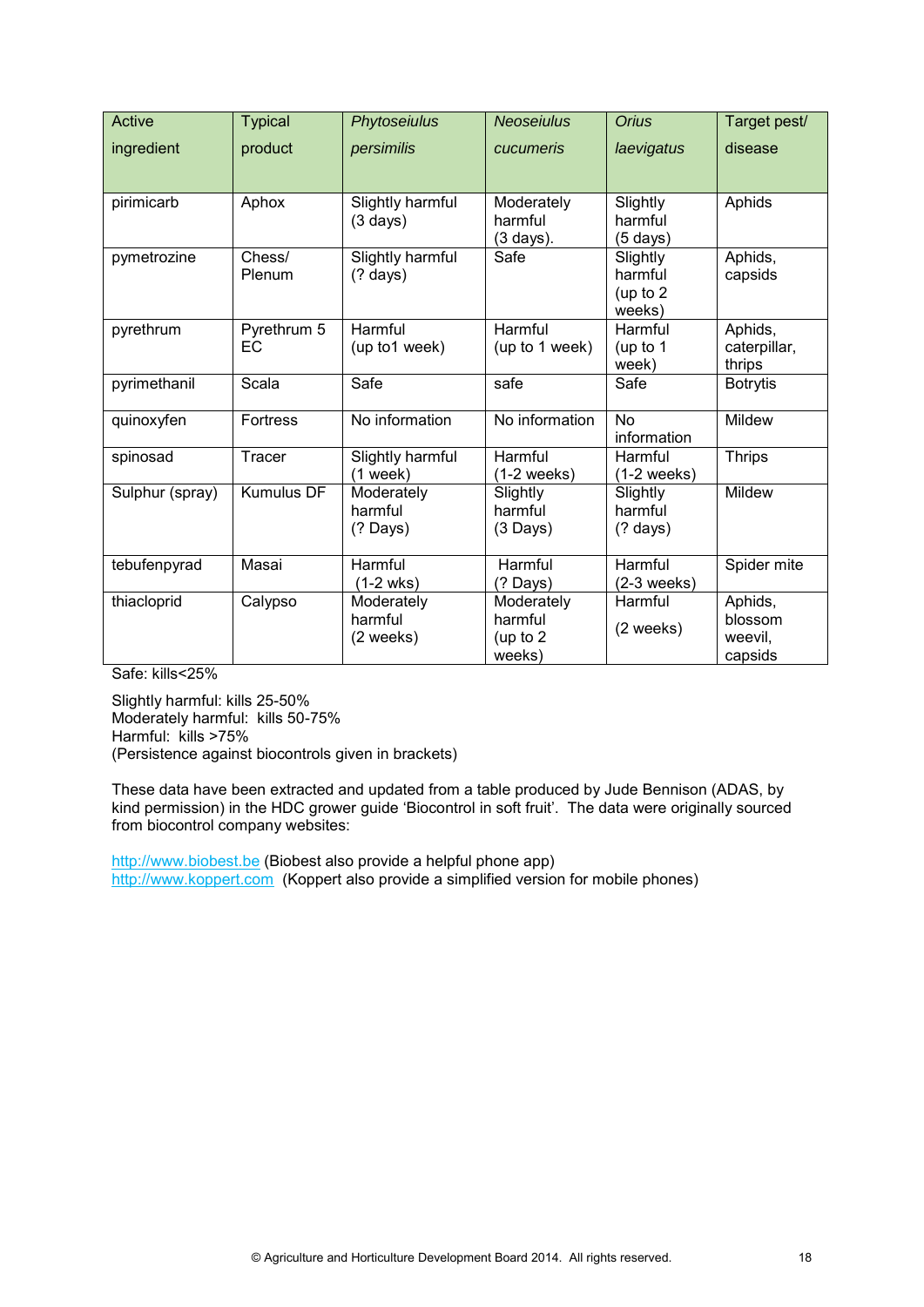| Active ingredient | Typical product | *Phytoseiulus persimilis* | *Neoseiulus cucumeris* | *Orius laevigatus* | Target pest/ disease |
|---|---|---|---|---|---|
| pirimicarb | Aphox | Slightly harmful (3 days) | Moderately harmful (3 days). | Slightly harmful (5 days) | Aphids |
| pymetrozine | Chess/ Plenum | Slightly harmful (? days) | Safe | Slightly harmful (up to 2 weeks) | Aphids, capsids |
| pyrethrum | Pyrethrum 5 EC | Harmful (up to1 week) | Harmful (up to 1 week) | Harmful (up to 1 week) | Aphids, caterpillar, thrips |
| pyrimethanil | Scala | Safe | safe | Safe | Botrytis |
| quinoxyfen | Fortress | No information | No information | No information | Mildew |
| spinosad | Tracer | Slightly harmful (1 week) | Harmful (1-2 weeks) | Harmful (1-2 weeks) | Thrips |
| Sulphur (spray) | Kumulus DF | Moderately harmful (? Days) | Slightly harmful (3 Days) | Slightly harmful (? days) | Mildew |
| tebufenpyrad | Masai | Harmful (1-2 wks) | Harmful (? Days) | Harmful (2-3 weeks) | Spider mite |
| thiacloprid | Calypso | Moderately harmful (2 weeks) | Moderately harmful (up to 2 weeks) | Harmful (2 weeks) | Aphids, blossom weevil, capsids |

Safe: kills<25%

Slightly harmful: kills 25-50%
Moderately harmful: kills 50-75%
Harmful: kills >75%
(Persistence against biocontrols given in brackets)

These data have been extracted and updated from a table produced by Jude Bennison (ADAS, by kind permission) in the HDC grower guide 'Biocontrol in soft fruit'. The data were originally sourced from biocontrol company websites:

http://www.biobest.be (Biobest also provide a helpful phone app)
http://www.koppert.com (Koppert also provide a simplified version for mobile phones)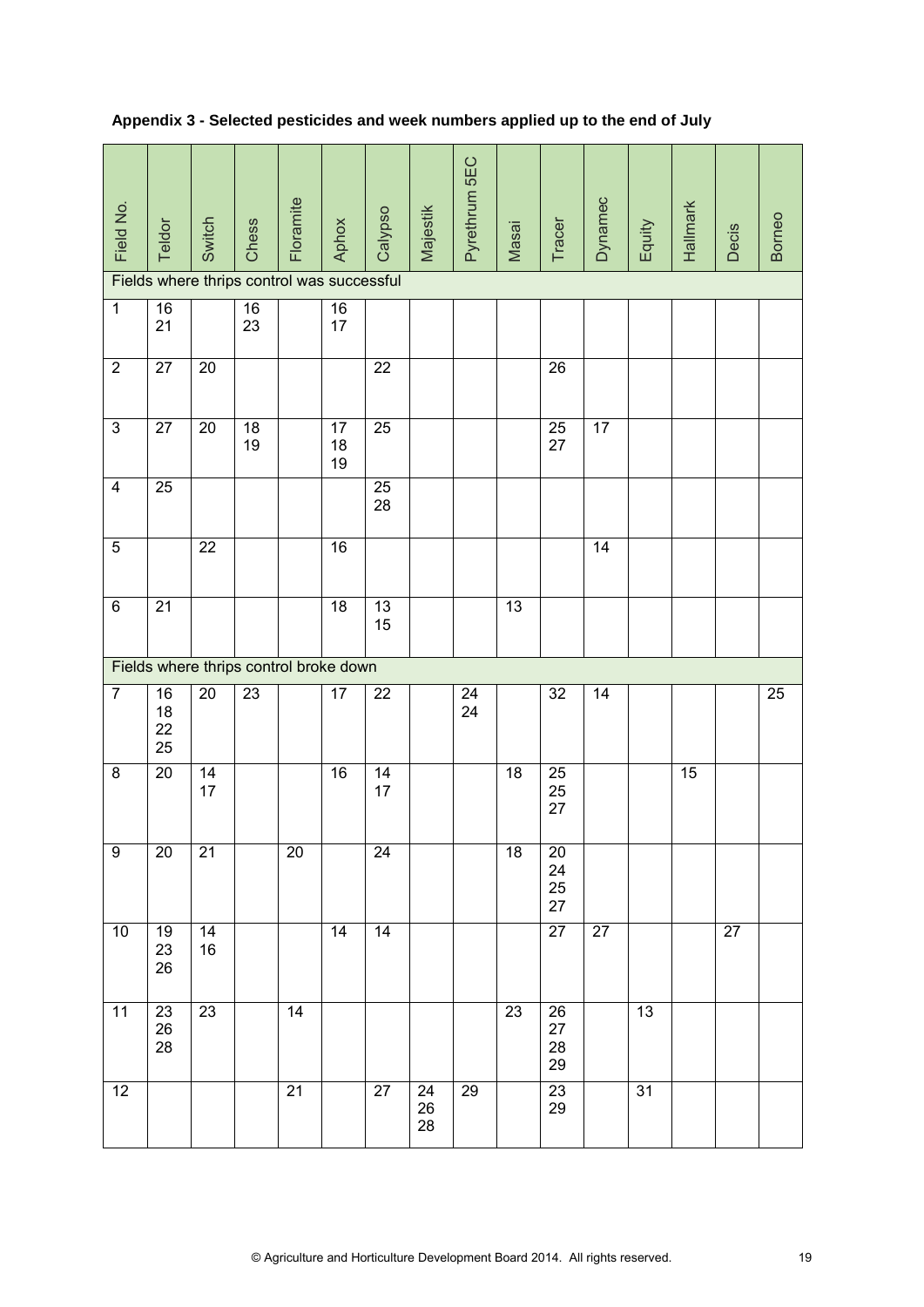**Appendix 3 - Selected pesticides and week numbers applied up to the end of July**

| Field No. | Teldor | Switch | Chess | Floramite | Aphox | Calypso | Majestik | Pyrethrum 5EC | Masai | Tracer | Dynamec | Equity | Hallmark | Decis | Borneo |
|---|---|---|---|---|---|---|---|---|---|---|---|---|---|---|---|
| Fields where thrips control was successful | | | | | | | | | | | | | | | |
| 1 | 16<br>21 | | 16<br>23 | | 16<br>17 | | | | | | | | | | |
| 2 | 27 | 20 | | | | 22 | | | | 26 | | | | | |
| 3 | 27 | 20 | 18<br>19 | | 17<br>18<br>19 | 25 | | | | 25<br>27 | 17 | | | | |
| 4 | 25 | | | | | 25<br>28 | | | | | | | | | |
| 5 | | 22 | | | 16 | | | | | | 14 | | | | |
| 6 | 21 | | | | 18 | 13<br>15 | | | 13 | | | | | | |
| Fields where thrips control broke down | | | | | | | | | | | | | | | |
| 7 | 16<br>18<br>22<br>25 | 20 | 23 | | 17 | 22 | | 24<br>24 | | 32 | 14 | | | | 25 |
| 8 | 20 | 14<br>17 | | | 16 | 14<br>17 | | | 18 | 25<br>25<br>27 | | | 15 | | |
| 9 | 20 | 21 | | 20 | | 24 | | | 18 | 20<br>24<br>25<br>27 | | | | | |
| 10 | 19<br>23<br>26 | 14<br>16 | | | 14 | 14 | | | | 27 | 27 | | | 27 | |
| 11 | 23<br>26<br>28 | 23 | | 14 | | | | | 23 | 26<br>27<br>28<br>29 | | 13 | | | |
| 12 | | | | 21 | | 27 | 24<br>26<br>28 | 29 | | 23<br>29 | | 31 | | | |

© Agriculture and Horticulture Development Board 2014. All rights reserved.